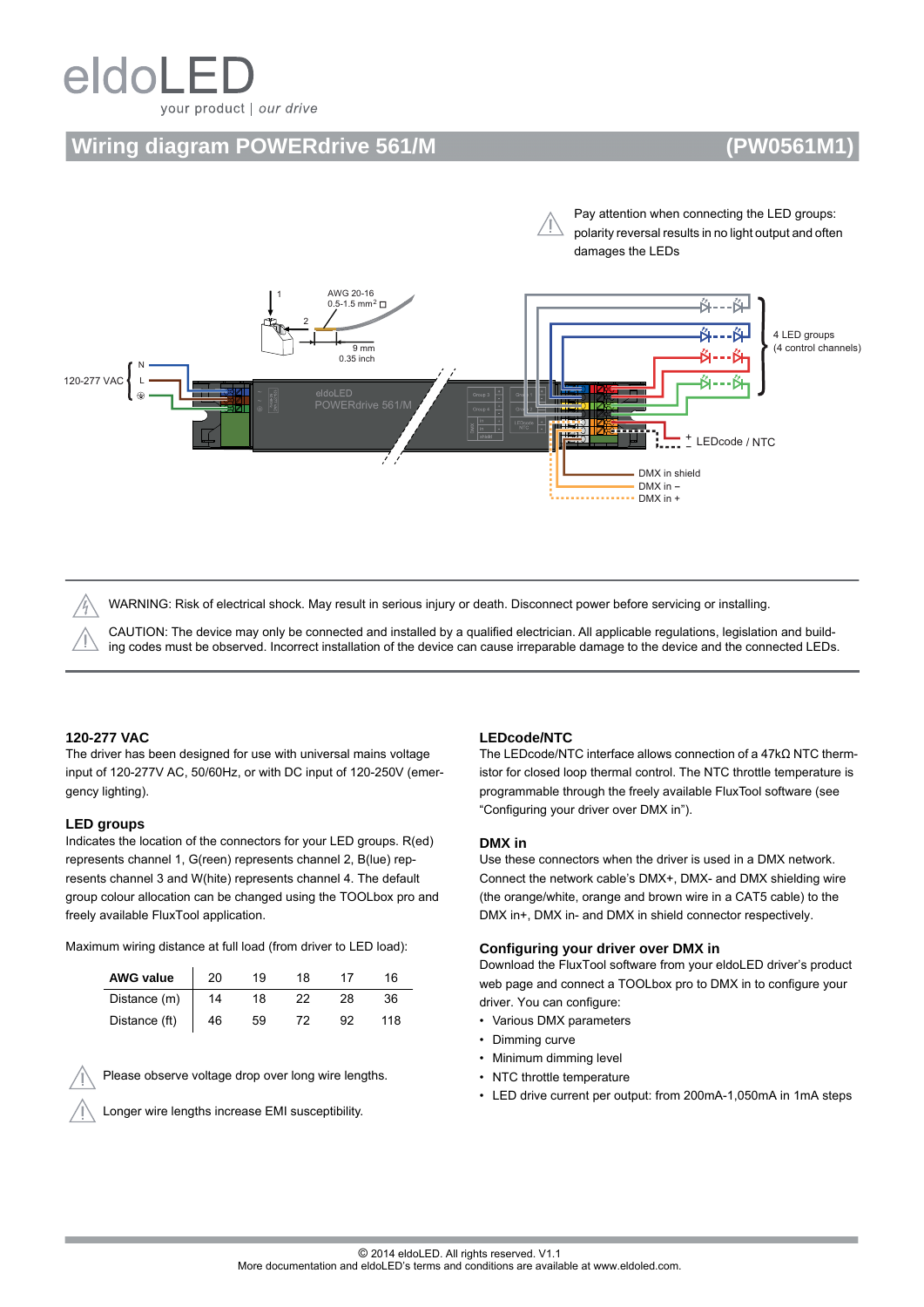# Wiring diagram POWERdrive 561/M (PW0561M1)

Pay attention when connecting the LED groups: polarity reversal results in no light output and often damages the LEDs

120-277 VAC N L

1 2 AWG 20-16 0.5-1.5 mm² 9 mm 0.35 inch

eldoLED POWERdrive 561/M

4 LED groups (4 control channels)

LEDcode / NTC

DMX in shield
DMX in –
DMX in +

WARNING: Risk of electrical shock. May result in serious injury or death. Disconnect power before servicing or installing.

CAUTION: The device may only be connected and installed by a qualified electrician. All applicable regulations, legislation and building codes must be observed. Incorrect installation of the device can cause irreparable damage to the device and the connected LEDs.

### 120-277 VAC

The driver has been designed for use with universal mains voltage input of 120-277V AC, 50/60Hz, or with DC input of 120-250V (emergency lighting).

### LED groups

Indicates the location of the connectors for your LED groups. R(ed) represents channel 1, G(reen) represents channel 2, B(lue) represents channel 3 and W(hite) represents channel 4. The default group colour allocation can be changed using the TOOLbox pro and freely available FluxTool application.

Maximum wiring distance at full load (from driver to LED load):

| AWG value | 20 | 19 | 18 | 17 | 16 |
|---|---|---|---|---|---|
| Distance (m) | 14 | 18 | 22 | 28 | 36 |
| Distance (ft) | 46 | 59 | 72 | 92 | 118 |

Please observe voltage drop over long wire lengths.

Longer wire lengths increase EMI susceptibility.

### LEDcode/NTC

The LEDcode/NTC interface allows connection of a 47kΩ NTC thermistor for closed loop thermal control. The NTC throttle temperature is programmable through the freely available FluxTool software (see “Configuring your driver over DMX in”).

### DMX in

Use these connectors when the driver is used in a DMX network. Connect the network cable’s DMX+, DMX- and DMX shielding wire (the orange/white, orange and brown wire in a CAT5 cable) to the DMX in+, DMX in- and DMX in shield connector respectively.

### Configuring your driver over DMX in

Download the FluxTool software from your eldoLED driver’s product web page and connect a TOOLbox pro to DMX in to configure your driver. You can configure:

- Various DMX parameters
- Dimming curve
- Minimum dimming level
- NTC throttle temperature
- LED drive current per output: from 200mA-1,050mA in 1mA steps

© 2014 eldoLED. All rights reserved. V1.1
More documentation and eldoLED’s terms and conditions are available at www.eldoled.com.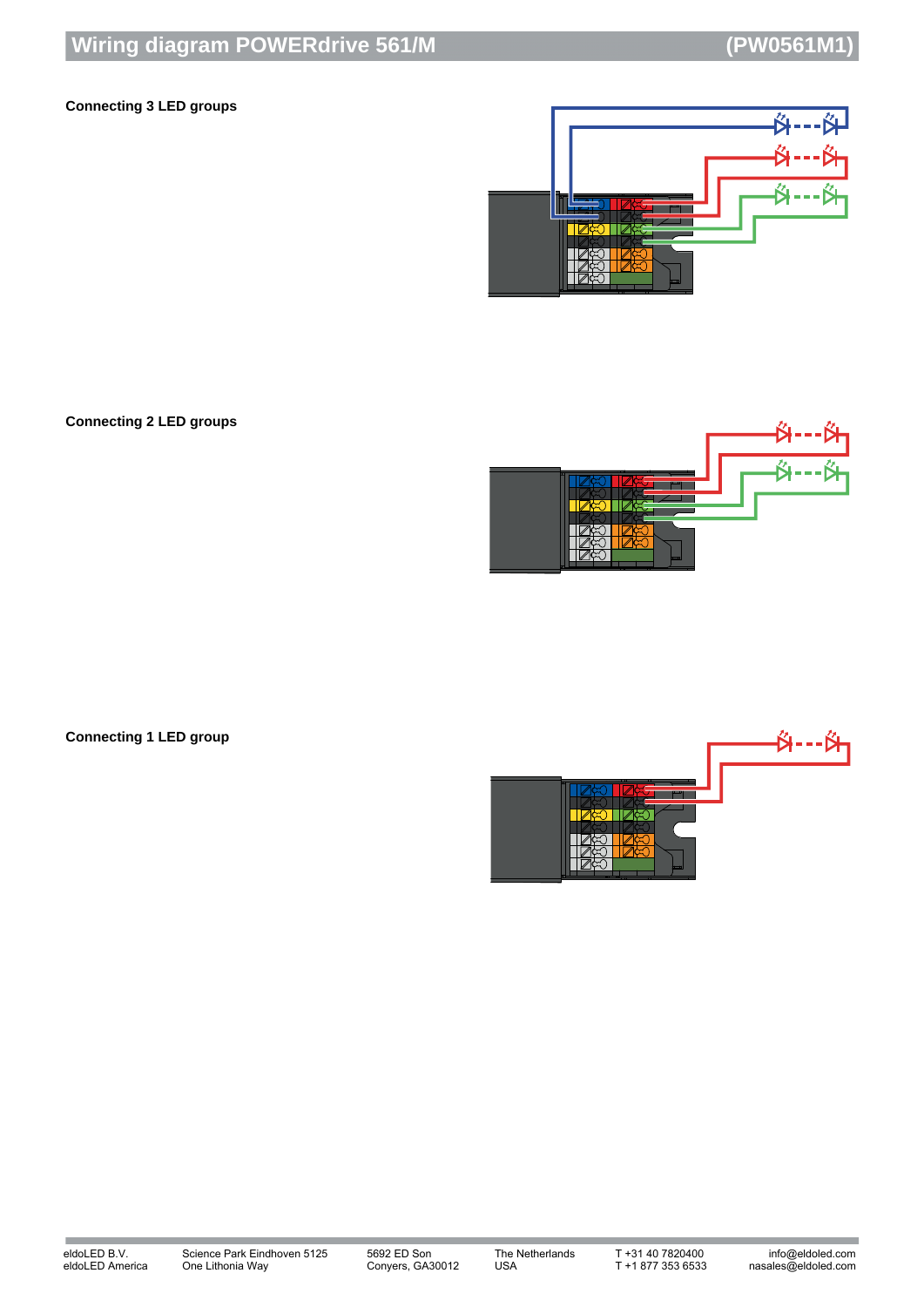# Wiring diagram POWERdrive 561/M (PW0561M1)

**Connecting 3 LED groups**

**Connecting 2 LED groups**

**Connecting 1 LED group**